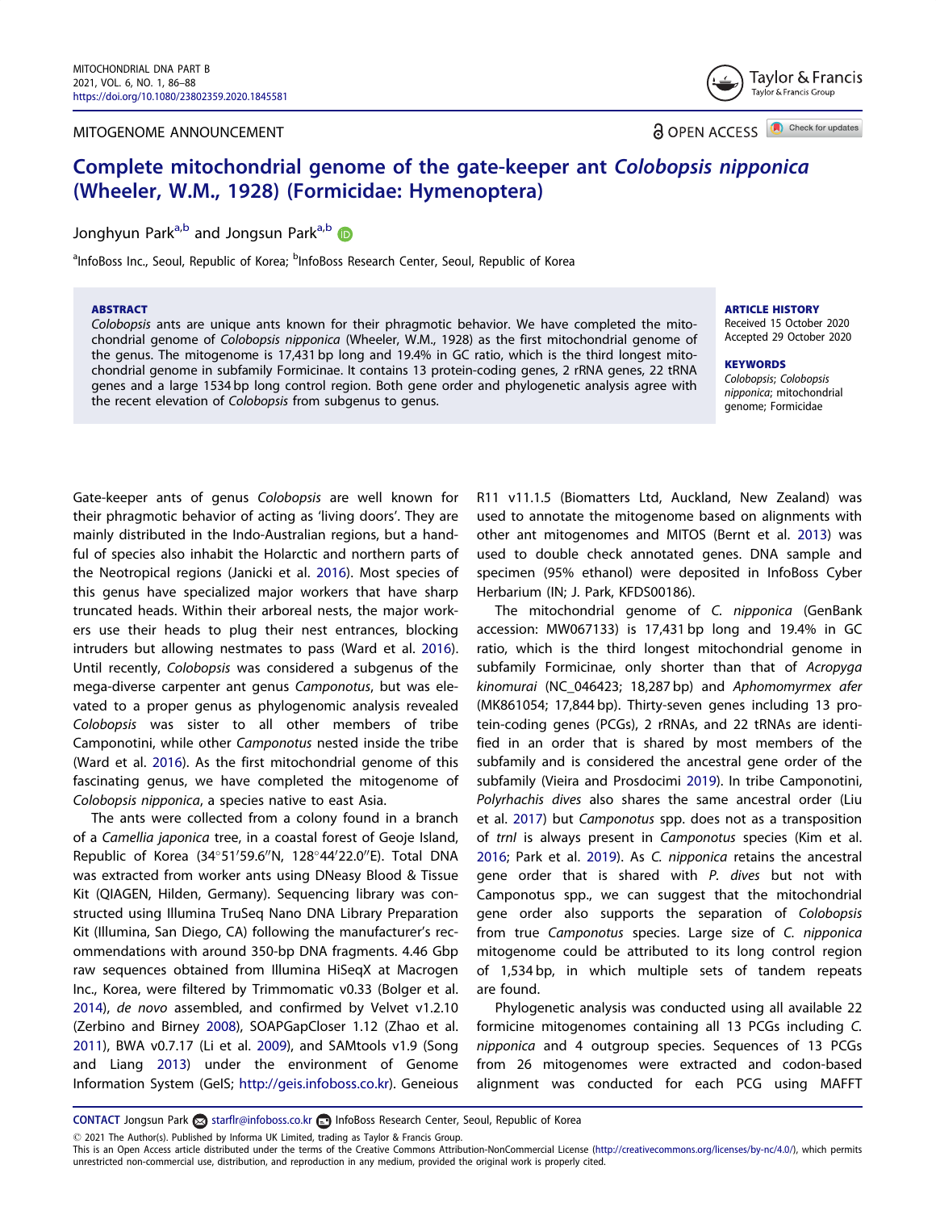MITOGENOME ANNOUNCEMENT

OPEN ACCESS

# Complete mitochondrial genome of the gate-keeper ant *Colobopsis nipponica* (Wheeler, W.M., 1928) (Formicidae: Hymenoptera)

Jonghyun Park[a,b] and Jongsun Park[a,b]

[a]InfoBoss Inc., Seoul, Republic of Korea; [b]InfoBoss Research Center, Seoul, Republic of Korea

## ABSTRACT

*Colobopsis* ants are unique ants known for their phragmotic behavior. We have completed the mitochondrial genome of *Colobopsis nipponica* (Wheeler, W.M., 1928) as the first mitochondrial genome of the genus. The mitogenome is 17,431 bp long and 19.4% in GC ratio, which is the third longest mitochondrial genome in subfamily Formicinae. It contains 13 protein-coding genes, 2 rRNA genes, 22 tRNA genes and a large 1534 bp long control region. Both gene order and phylogenetic analysis agree with the recent elevation of *Colobopsis* from subgenus to genus.

**ARTICLE HISTORY**
Received 15 October 2020
Accepted 29 October 2020

**KEYWORDS**
*Colobopsis*; *Colobopsis nipponica*; mitochondrial genome; Formicidae

Gate-keeper ants of genus *Colobopsis* are well known for their phragmotic behavior of acting as 'living doors'. They are mainly distributed in the Indo-Australian regions, but a handful of species also inhabit the Holarctic and northern parts of the Neotropical regions (Janicki et al. 2016). Most species of this genus have specialized major workers that have sharp truncated heads. Within their arboreal nests, the major workers use their heads to plug their nest entrances, blocking intruders but allowing nestmates to pass (Ward et al. 2016). Until recently, *Colobopsis* was considered a subgenus of the mega-diverse carpenter ant genus *Camponotus*, but was elevated to a proper genus as phylogenomic analysis revealed *Colobopsis* was sister to all other members of tribe Camponotini, while other *Camponotus* nested inside the tribe (Ward et al. 2016). As the first mitochondrial genome of this fascinating genus, we have completed the mitogenome of *Colobopsis nipponica*, a species native to east Asia.

The ants were collected from a colony found in a branch of a *Camellia japonica* tree, in a coastal forest of Geoje Island, Republic of Korea (34°51′59.6″N, 128°44′22.0″E). Total DNA was extracted from worker ants using DNeasy Blood & Tissue Kit (QIAGEN, Hilden, Germany). Sequencing library was constructed using Illumina TruSeq Nano DNA Library Preparation Kit (Illumina, San Diego, CA) following the manufacturer's recommendations with around 350-bp DNA fragments. 4.46 Gbp raw sequences obtained from Illumina HiSeqX at Macrogen Inc., Korea, were filtered by Trimmomatic v0.33 (Bolger et al. 2014), *de novo* assembled, and confirmed by Velvet v1.2.10 (Zerbino and Birney 2008), SOAPGapCloser 1.12 (Zhao et al. 2011), BWA v0.7.17 (Li et al. 2009), and SAMtools v1.9 (Song and Liang 2013) under the environment of Genome Information System (GeIS; http://geis.infoboss.co.kr). Geneious R11 v11.1.5 (Biomatters Ltd, Auckland, New Zealand) was used to annotate the mitogenome based on alignments with other ant mitogenomes and MITOS (Bernt et al. 2013) was used to double check annotated genes. DNA sample and specimen (95% ethanol) were deposited in InfoBoss Cyber Herbarium (IN; J. Park, KFDS00186).

The mitochondrial genome of *C. nipponica* (GenBank accession: MW067133) is 17,431 bp long and 19.4% in GC ratio, which is the third longest mitochondrial genome in subfamily Formicinae, only shorter than that of *Acropyga kinomurai* (NC_046423; 18,287 bp) and *Aphomomyrmex afer* (MK861054; 17,844 bp). Thirty-seven genes including 13 protein-coding genes (PCGs), 2 rRNAs, and 22 tRNAs are identified in an order that is shared by most members of the subfamily and is considered the ancestral gene order of the subfamily (Vieira and Prosdocimi 2019). In tribe Camponotini, *Polyrhachis dives* also shares the same ancestral order (Liu et al. 2017) but *Camponotus* spp. does not as a transposition of *trnI* is always present in *Camponotus* species (Kim et al. 2016; Park et al. 2019). As *C. nipponica* retains the ancestral gene order that is shared with *P. dives* but not with Camponotus spp., we can suggest that the mitochondrial gene order also supports the separation of *Colobopsis* from true *Camponotus* species. Large size of *C. nipponica* mitogenome could be attributed to its long control region of 1,534 bp, in which multiple sets of tandem repeats are found.

Phylogenetic analysis was conducted using all available 22 formicine mitogenomes containing all 13 PCGs including *C. nipponica* and 4 outgroup species. Sequences of 13 PCGs from 26 mitogenomes were extracted and codon-based alignment was conducted for each PCG using MAFFT

**CONTACT** Jongsun Park starflr@infoboss.co.kr InfoBoss Research Center, Seoul, Republic of Korea

© 2021 The Author(s). Published by Informa UK Limited, trading as Taylor & Francis Group.
This is an Open Access article distributed under the terms of the Creative Commons Attribution-NonCommercial License (http://creativecommons.org/licenses/by-nc/4.0/), which permits unrestricted non-commercial use, distribution, and reproduction in any medium, provided the original work is properly cited.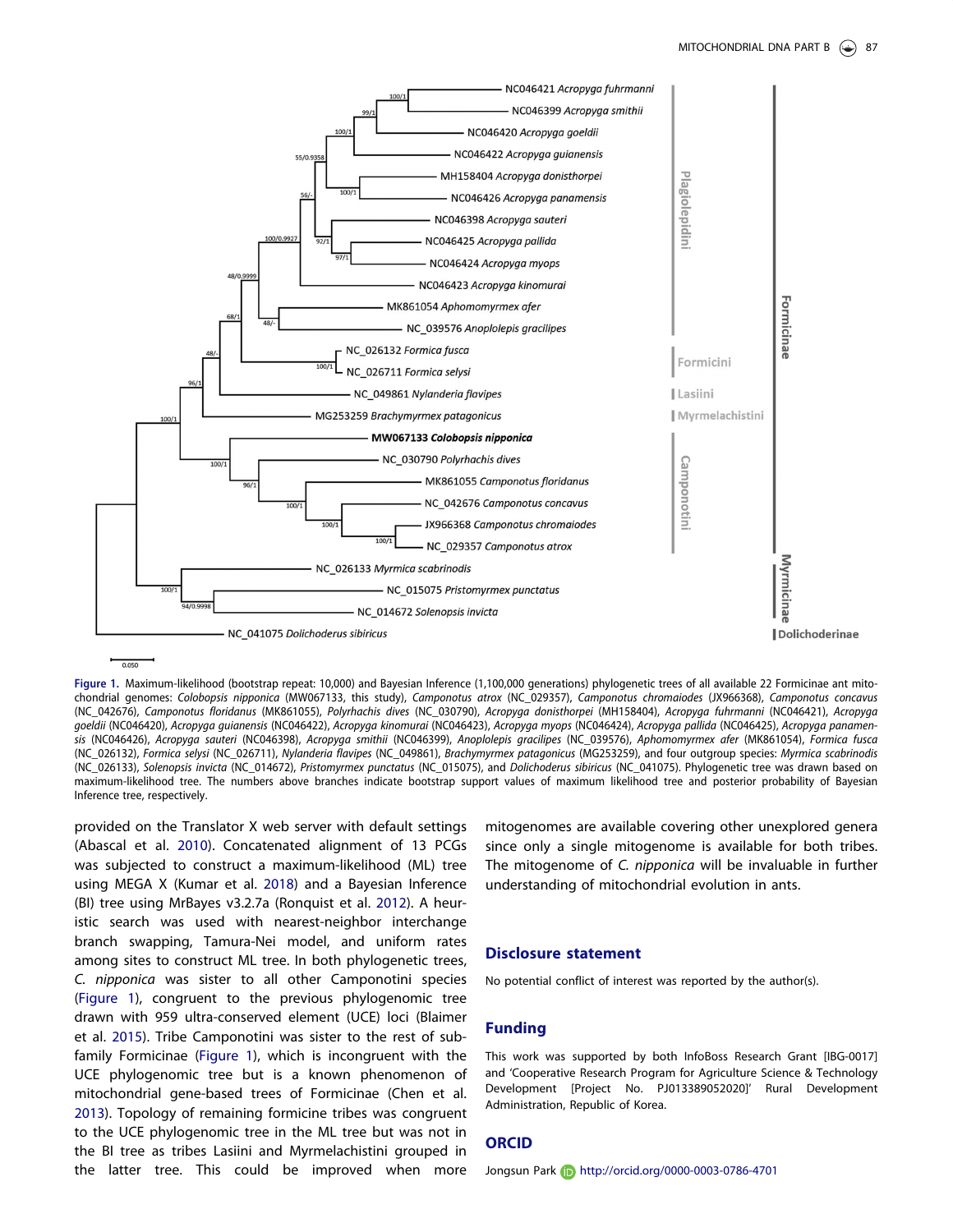Figure 1. Maximum-likelihood (bootstrap repeat: 10,000) and Bayesian Inference (1,100,000 generations) phylogenetic trees of all available 22 Formicinae ant mitochondrial genomes: *Colobopsis nipponica* (MW067133, this study), *Camponotus atrox* (NC_029357), *Camponotus chromaiodes* (JX966368), *Camponotus concavus* (NC_042676), *Camponotus floridanus* (MK861055), *Polyrhachis dives* (NC_030790), *Acropyga donisthorpei* (MH158404), *Acropyga fuhrmanni* (NC046421), *Acropyga goeldii* (NC046420), *Acropyga guianensis* (NC046422), *Acropyga kinomurai* (NC046423), *Acropyga myops* (NC046424), *Acropyga pallida* (NC046425), *Acropyga panamensis* (NC046426), *Acropyga sauteri* (NC046398), *Acropyga smithii* (NC046399), *Anoplolepis gracilipes* (NC_039576), *Aphomomyrmex afer* (MK861054), *Formica fusca* (NC_026132), *Formica selysi* (NC_026711), *Nylanderia flavipes* (NC_049861), *Brachymyrmex patagonicus* (MG253259), and four outgroup species: *Myrmica scabrinodis* (NC_026133), *Solenopsis invicta* (NC_014672), *Pristomyrmex punctatus* (NC_015075), and *Dolichoderus sibiricus* (NC_041075). Phylogenetic tree was drawn based on maximum-likelihood tree. The numbers above branches indicate bootstrap support values of maximum likelihood tree and posterior probability of Bayesian Inference tree, respectively.

provided on the Translator X web server with default settings (Abascal et al. 2010). Concatenated alignment of 13 PCGs was subjected to construct a maximum-likelihood (ML) tree using MEGA X (Kumar et al. 2018) and a Bayesian Inference (BI) tree using MrBayes v3.2.7a (Ronquist et al. 2012). A heuristic search was used with nearest-neighbor interchange branch swapping, Tamura-Nei model, and uniform rates among sites to construct ML tree. In both phylogenetic trees, *C. nipponica* was sister to all other Camponotini species (Figure 1), congruent to the previous phylogenomic tree drawn with 959 ultra-conserved element (UCE) loci (Blaimer et al. 2015). Tribe Camponotini was sister to the rest of subfamily Formicinae (Figure 1), which is incongruent with the UCE phylogenomic tree but is a known phenomenon of mitochondrial gene-based trees of Formicinae (Chen et al. 2013). Topology of remaining formicine tribes was congruent to the UCE phylogenomic tree in the ML tree but was not in the BI tree as tribes Lasiini and Myrmelachistini grouped in the latter tree. This could be improved when more mitogenomes are available covering other unexplored genera since only a single mitogenome is available for both tribes. The mitogenome of *C. nipponica* will be invaluable in further understanding of mitochondrial evolution in ants.

## Disclosure statement

No potential conflict of interest was reported by the author(s).

## Funding

This work was supported by both InfoBoss Research Grant [IBG-0017] and 'Cooperative Research Program for Agriculture Science & Technology Development [Project No. PJ013389052020]' Rural Development Administration, Republic of Korea.

## ORCID

Jongsun Park http://orcid.org/0000-0003-0786-4701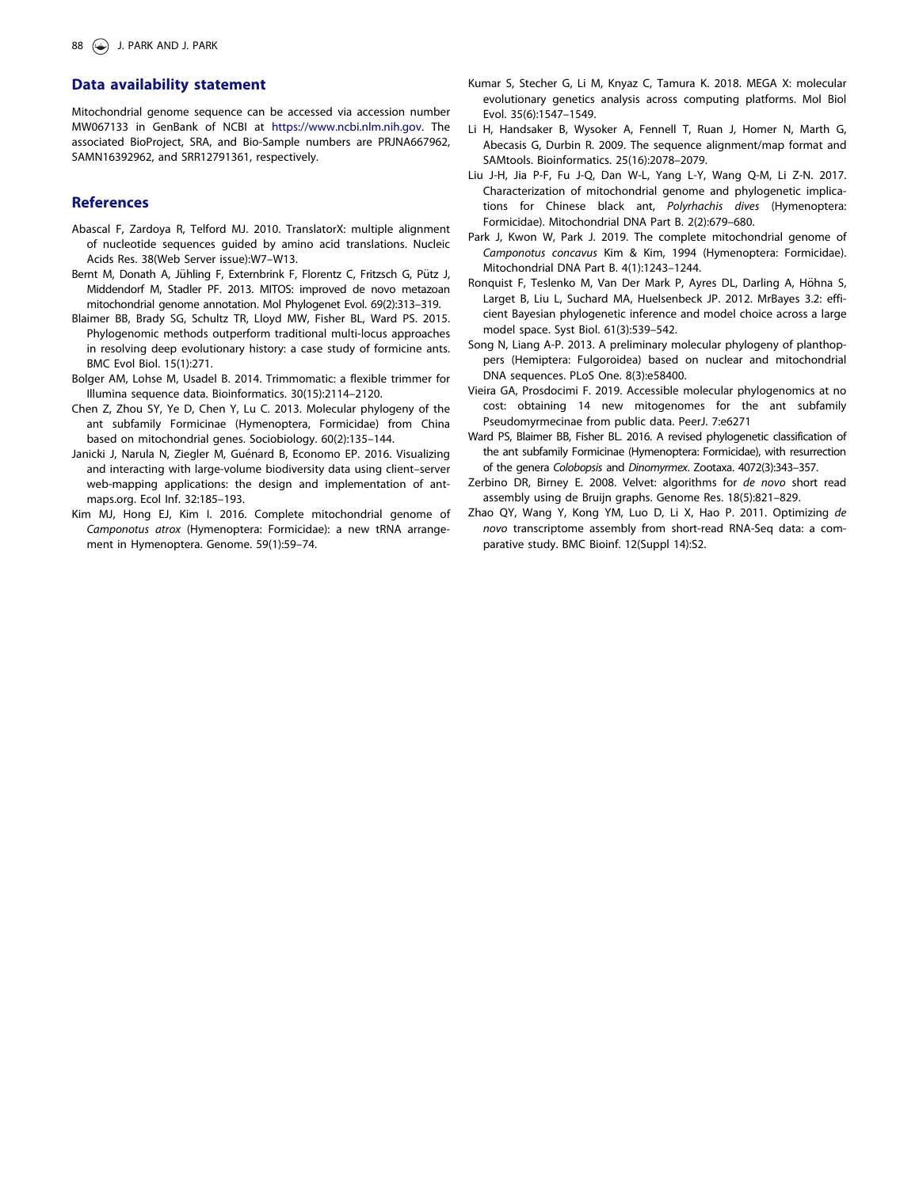## Data availability statement

Mitochondrial genome sequence can be accessed via accession number MW067133 in GenBank of NCBI at https://www.ncbi.nlm.nih.gov. The associated BioProject, SRA, and Bio-Sample numbers are PRJNA667962, SAMN16392962, and SRR12791361, respectively.

## References

Abascal F, Zardoya R, Telford MJ. 2010. TranslatorX: multiple alignment of nucleotide sequences guided by amino acid translations. Nucleic Acids Res. 38(Web Server issue):W7–W13.

Bernt M, Donath A, Jühling F, Externbrink F, Florentz C, Fritzsch G, Pütz J, Middendorf M, Stadler PF. 2013. MITOS: improved de novo metazoan mitochondrial genome annotation. Mol Phylogenet Evol. 69(2):313–319.

Blaimer BB, Brady SG, Schultz TR, Lloyd MW, Fisher BL, Ward PS. 2015. Phylogenomic methods outperform traditional multi-locus approaches in resolving deep evolutionary history: a case study of formicine ants. BMC Evol Biol. 15(1):271.

Bolger AM, Lohse M, Usadel B. 2014. Trimmomatic: a flexible trimmer for Illumina sequence data. Bioinformatics. 30(15):2114–2120.

Chen Z, Zhou SY, Ye D, Chen Y, Lu C. 2013. Molecular phylogeny of the ant subfamily Formicinae (Hymenoptera, Formicidae) from China based on mitochondrial genes. Sociobiology. 60(2):135–144.

Janicki J, Narula N, Ziegler M, Guénard B, Economo EP. 2016. Visualizing and interacting with large-volume biodiversity data using client–server web-mapping applications: the design and implementation of antmaps.org. Ecol Inf. 32:185–193.

Kim MJ, Hong EJ, Kim I. 2016. Complete mitochondrial genome of *Camponotus atrox* (Hymenoptera: Formicidae): a new tRNA arrangement in Hymenoptera. Genome. 59(1):59–74.

Kumar S, Stecher G, Li M, Knyaz C, Tamura K. 2018. MEGA X: molecular evolutionary genetics analysis across computing platforms. Mol Biol Evol. 35(6):1547–1549.

Li H, Handsaker B, Wysoker A, Fennell T, Ruan J, Homer N, Marth G, Abecasis G, Durbin R. 2009. The sequence alignment/map format and SAMtools. Bioinformatics. 25(16):2078–2079.

Liu J-H, Jia P-F, Fu J-Q, Dan W-L, Yang L-Y, Wang Q-M, Li Z-N. 2017. Characterization of mitochondrial genome and phylogenetic implications for Chinese black ant, *Polyrhachis dives* (Hymenoptera: Formicidae). Mitochondrial DNA Part B. 2(2):679–680.

Park J, Kwon W, Park J. 2019. The complete mitochondrial genome of *Camponotus concavus* Kim & Kim, 1994 (Hymenoptera: Formicidae). Mitochondrial DNA Part B. 4(1):1243–1244.

Ronquist F, Teslenko M, Van Der Mark P, Ayres DL, Darling A, Höhna S, Larget B, Liu L, Suchard MA, Huelsenbeck JP. 2012. MrBayes 3.2: efficient Bayesian phylogenetic inference and model choice across a large model space. Syst Biol. 61(3):539–542.

Song N, Liang A-P. 2013. A preliminary molecular phylogeny of planthoppers (Hemiptera: Fulgoroidea) based on nuclear and mitochondrial DNA sequences. PLoS One. 8(3):e58400.

Vieira GA, Prosdocimi F. 2019. Accessible molecular phylogenomics at no cost: obtaining 14 new mitogenomes for the ant subfamily Pseudomyrmecinae from public data. PeerJ. 7:e6271

Ward PS, Blaimer BB, Fisher BL. 2016. A revised phylogenetic classification of the ant subfamily Formicinae (Hymenoptera: Formicidae), with resurrection of the genera *Colobopsis* and *Dinomyrmex*. Zootaxa. 4072(3):343–357.

Zerbino DR, Birney E. 2008. Velvet: algorithms for *de novo* short read assembly using de Bruijn graphs. Genome Res. 18(5):821–829.

Zhao QY, Wang Y, Kong YM, Luo D, Li X, Hao P. 2011. Optimizing *de novo* transcriptome assembly from short-read RNA-Seq data: a comparative study. BMC Bioinf. 12(Suppl 14):S2.